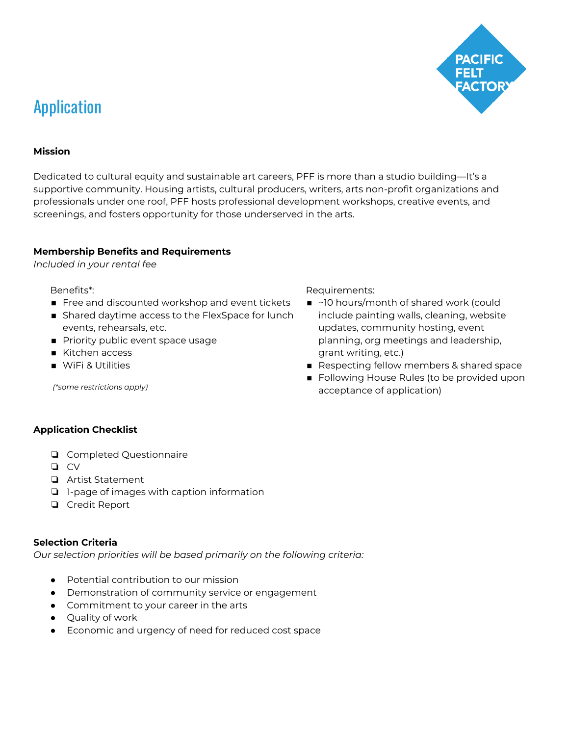PACIFIC FELT FACTORY

# Application

**Mission**

Dedicated to cultural equity and sustainable art careers, PFF is more than a studio building—It's a supportive community. Housing artists, cultural producers, writers, arts non-profit organizations and professionals under one roof, PFF hosts professional development workshops, creative events, and screenings, and fosters opportunity for those underserved in the arts.

**Membership Benefits and Requirements**

*Included in your rental fee*

Benefits*:

- Free and discounted workshop and event tickets
- Shared daytime access to the FlexSpace for lunch events, rehearsals, etc.
- Priority public event space usage
- Kitchen access
- WiFi & Utilities

*(\*some restrictions apply)*

Requirements:

- ~10 hours/month of shared work (could include painting walls, cleaning, website updates, community hosting, event planning, org meetings and leadership, grant writing, etc.)
- Respecting fellow members & shared space
- Following House Rules (to be provided upon acceptance of application)

**Application Checklist**

- ❏ Completed Questionnaire
- ❏ CV
- ❏ Artist Statement
- ❏ 1-page of images with caption information
- ❏ Credit Report

**Selection Criteria**

*Our selection priorities will be based primarily on the following criteria:*

- Potential contribution to our mission
- Demonstration of community service or engagement
- Commitment to your career in the arts
- Quality of work
- Economic and urgency of need for reduced cost space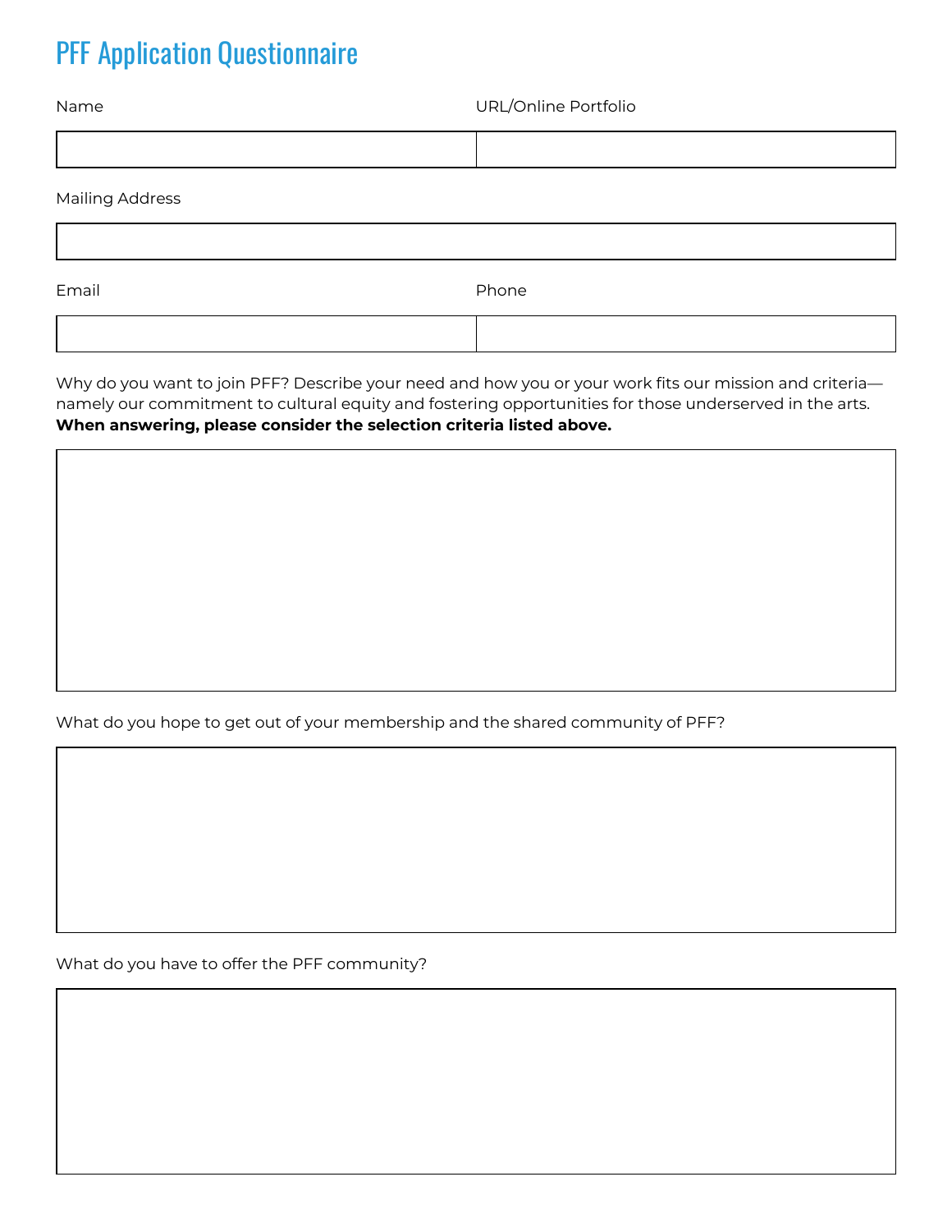# PFF Application Questionnaire

| Name | URL/Online Portfolio |
| --- | --- |
| | |

| Mailing Address |
| --- |
| |

| Email | Phone |
| --- | --- |
| | |

Why do you want to join PFF? Describe your need and how you or your work fits our mission and criteria—namely our commitment to cultural equity and fostering opportunities for those underserved in the arts. **When answering, please consider the selection criteria listed above.**

What do you hope to get out of your membership and the shared community of PFF?

What do you have to offer the PFF community?